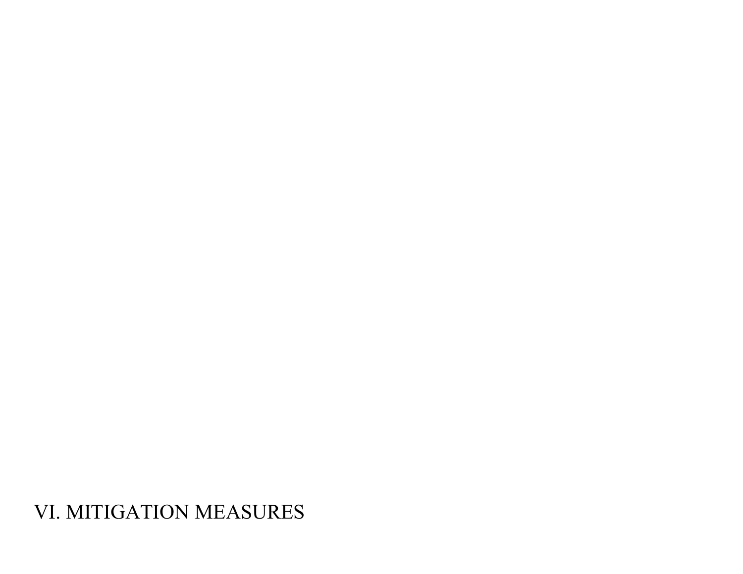# VI. MITIGATION MEASURES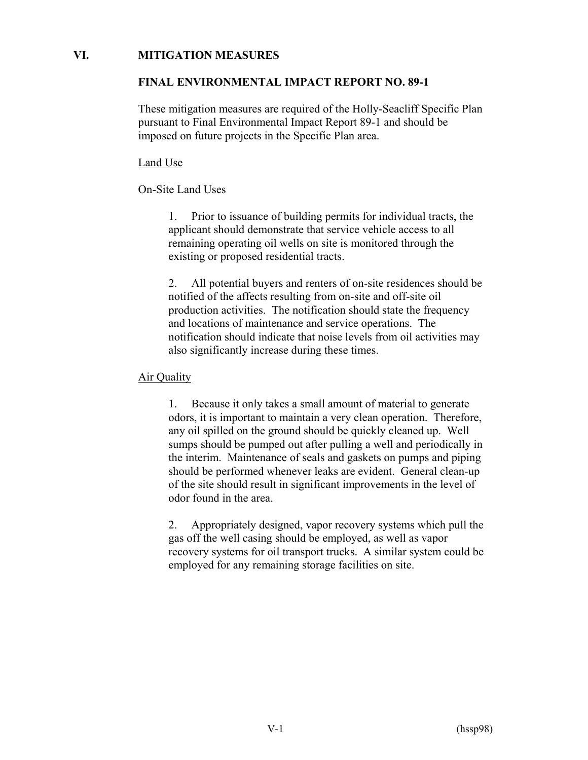# VI. MITIGATION MEASURES

## FINAL ENVIRONMENTAL IMPACT REPORT NO. 89-1

These mitigation measures are required of the Holly-Seacliff Specific Plan pursuant to Final Environmental Impact Report 89-1 and should be imposed on future projects in the Specific Plan area.

### Land Use

On-Site Land Uses

1. Prior to issuance of building permits for individual tracts, the applicant should demonstrate that service vehicle access to all remaining operating oil wells on site is monitored through the existing or proposed residential tracts.

2. All potential buyers and renters of on-site residences should be notified of the affects resulting from on-site and off-site oil production activities. The notification should state the frequency and locations of maintenance and service operations. The notification should indicate that noise levels from oil activities may also significantly increase during these times.

### Air Quality

1. Because it only takes a small amount of material to generate odors, it is important to maintain a very clean operation. Therefore, any oil spilled on the ground should be quickly cleaned up. Well sumps should be pumped out after pulling a well and periodically in the interim. Maintenance of seals and gaskets on pumps and piping should be performed whenever leaks are evident. General clean-up of the site should result in significant improvements in the level of odor found in the area.

2. Appropriately designed, vapor recovery systems which pull the gas off the well casing should be employed, as well as vapor recovery systems for oil transport trucks. A similar system could be employed for any remaining storage facilities on site.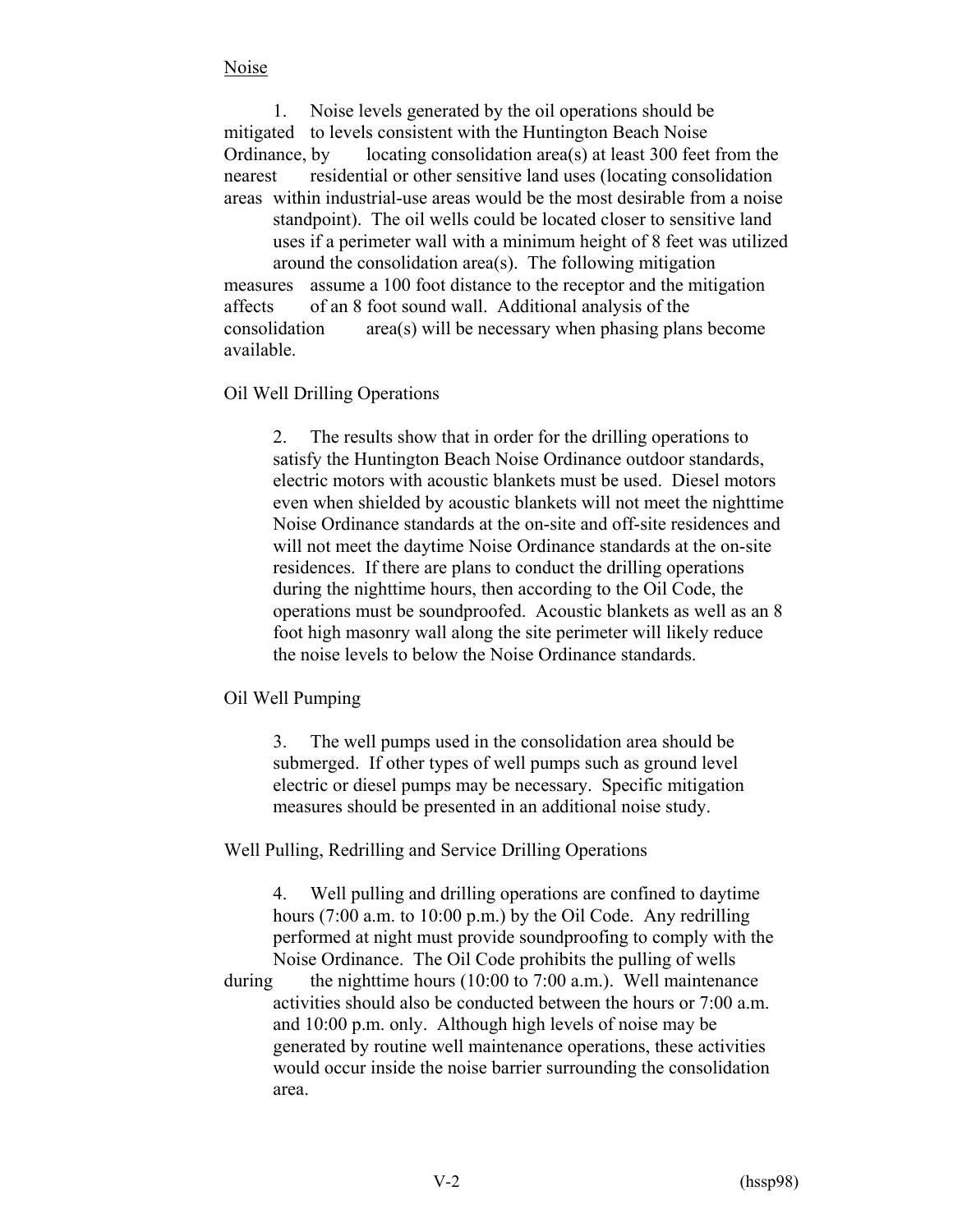Noise

1. Noise levels generated by the oil operations should be mitigated to levels consistent with the Huntington Beach Noise Ordinance, by locating consolidation area(s) at least 300 feet from the nearest residential or other sensitive land uses (locating consolidation areas within industrial-use areas would be the most desirable from a noise standpoint). The oil wells could be located closer to sensitive land uses if a perimeter wall with a minimum height of 8 feet was utilized around the consolidation area(s). The following mitigation measures assume a 100 foot distance to the receptor and the mitigation affects of an 8 foot sound wall. Additional analysis of the consolidation area(s) will be necessary when phasing plans become available.

Oil Well Drilling Operations

2. The results show that in order for the drilling operations to satisfy the Huntington Beach Noise Ordinance outdoor standards, electric motors with acoustic blankets must be used. Diesel motors even when shielded by acoustic blankets will not meet the nighttime Noise Ordinance standards at the on-site and off-site residences and will not meet the daytime Noise Ordinance standards at the on-site residences. If there are plans to conduct the drilling operations during the nighttime hours, then according to the Oil Code, the operations must be soundproofed. Acoustic blankets as well as an 8 foot high masonry wall along the site perimeter will likely reduce the noise levels to below the Noise Ordinance standards.

Oil Well Pumping

3. The well pumps used in the consolidation area should be submerged. If other types of well pumps such as ground level electric or diesel pumps may be necessary. Specific mitigation measures should be presented in an additional noise study.

Well Pulling, Redrilling and Service Drilling Operations

4. Well pulling and drilling operations are confined to daytime hours (7:00 a.m. to 10:00 p.m.) by the Oil Code. Any redrilling performed at night must provide soundproofing to comply with the Noise Ordinance. The Oil Code prohibits the pulling of wells during the nighttime hours (10:00 to 7:00 a.m.). Well maintenance activities should also be conducted between the hours or 7:00 a.m. and 10:00 p.m. only. Although high levels of noise may be generated by routine well maintenance operations, these activities would occur inside the noise barrier surrounding the consolidation area.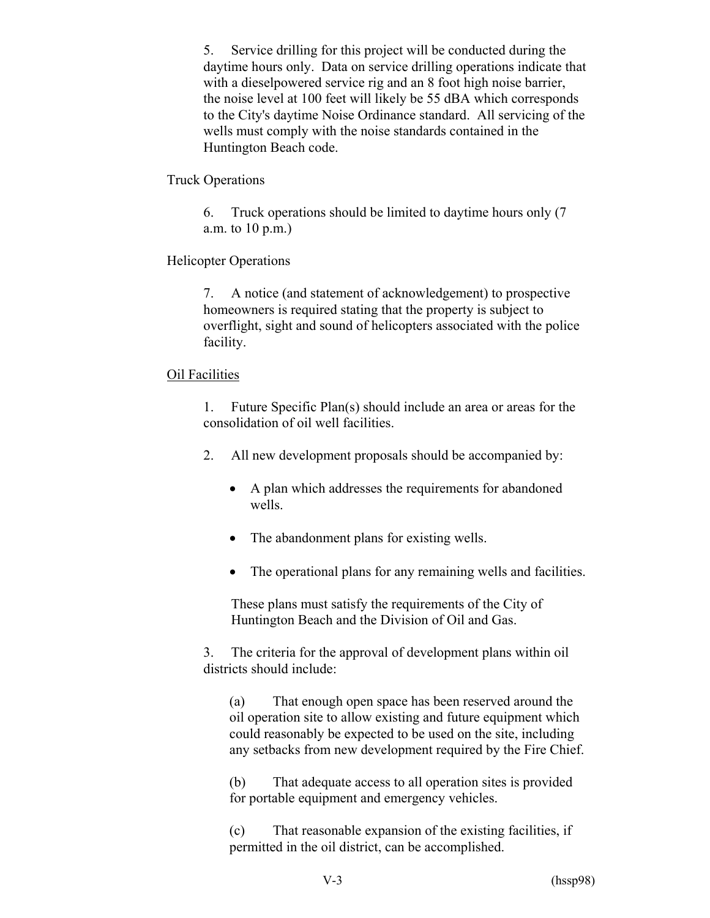5. Service drilling for this project will be conducted during the daytime hours only. Data on service drilling operations indicate that with a dieselpowered service rig and an 8 foot high noise barrier, the noise level at 100 feet will likely be 55 dBA which corresponds to the City's daytime Noise Ordinance standard. All servicing of the wells must comply with the noise standards contained in the Huntington Beach code.

Truck Operations

6. Truck operations should be limited to daytime hours only (7 a.m. to 10 p.m.)

Helicopter Operations

7. A notice (and statement of acknowledgement) to prospective homeowners is required stating that the property is subject to overflight, sight and sound of helicopters associated with the police facility.

<u>Oil Facilities</u>

1. Future Specific Plan(s) should include an area or areas for the consolidation of oil well facilities.

2. All new development proposals should be accompanied by:

   - A plan which addresses the requirements for abandoned wells.
   - The abandonment plans for existing wells.
   - The operational plans for any remaining wells and facilities.

   These plans must satisfy the requirements of the City of Huntington Beach and the Division of Oil and Gas.

3. The criteria for the approval of development plans within oil districts should include:

   (a) That enough open space has been reserved around the oil operation site to allow existing and future equipment which could reasonably be expected to be used on the site, including any setbacks from new development required by the Fire Chief.

   (b) That adequate access to all operation sites is provided for portable equipment and emergency vehicles.

   (c) That reasonable expansion of the existing facilities, if permitted in the oil district, can be accomplished.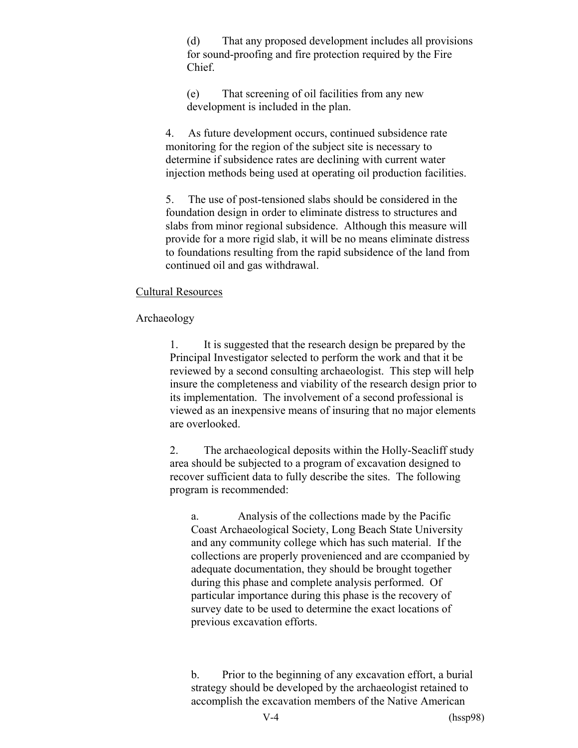(d) That any proposed development includes all provisions for sound-proofing and fire protection required by the Fire Chief.

(e) That screening of oil facilities from any new development is included in the plan.

4. As future development occurs, continued subsidence rate monitoring for the region of the subject site is necessary to determine if subsidence rates are declining with current water injection methods being used at operating oil production facilities.

5. The use of post-tensioned slabs should be considered in the foundation design in order to eliminate distress to structures and slabs from minor regional subsidence. Although this measure will provide for a more rigid slab, it will be no means eliminate distress to foundations resulting from the rapid subsidence of the land from continued oil and gas withdrawal.

<u>Cultural Resources</u>

Archaeology

1. It is suggested that the research design be prepared by the Principal Investigator selected to perform the work and that it be reviewed by a second consulting archaeologist. This step will help insure the completeness and viability of the research design prior to its implementation. The involvement of a second professional is viewed as an inexpensive means of insuring that no major elements are overlooked.

2. The archaeological deposits within the Holly-Seacliff study area should be subjected to a program of excavation designed to recover sufficient data to fully describe the sites. The following program is recommended:

a. Analysis of the collections made by the Pacific Coast Archaeological Society, Long Beach State University and any community college which has such material. If the collections are properly provenienced and are ccompanied by adequate documentation, they should be brought together during this phase and complete analysis performed. Of particular importance during this phase is the recovery of survey date to be used to determine the exact locations of previous excavation efforts.

b. Prior to the beginning of any excavation effort, a burial strategy should be developed by the archaeologist retained to accomplish the excavation members of the Native American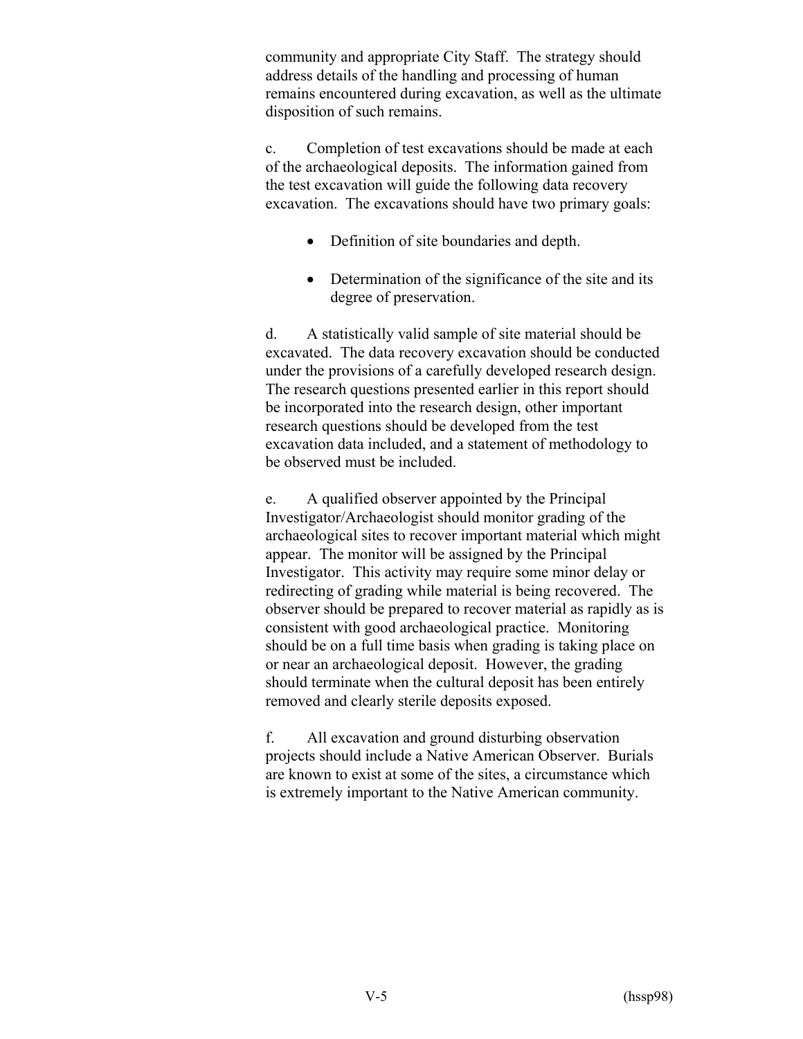community and appropriate City Staff. The strategy should address details of the handling and processing of human remains encountered during excavation, as well as the ultimate disposition of such remains.

c. Completion of test excavations should be made at each of the archaeological deposits. The information gained from the test excavation will guide the following data recovery excavation. The excavations should have two primary goals:

- Definition of site boundaries and depth.
- Determination of the significance of the site and its degree of preservation.

d. A statistically valid sample of site material should be excavated. The data recovery excavation should be conducted under the provisions of a carefully developed research design. The research questions presented earlier in this report should be incorporated into the research design, other important research questions should be developed from the test excavation data included, and a statement of methodology to be observed must be included.

e. A qualified observer appointed by the Principal Investigator/Archaeologist should monitor grading of the archaeological sites to recover important material which might appear. The monitor will be assigned by the Principal Investigator. This activity may require some minor delay or redirecting of grading while material is being recovered. The observer should be prepared to recover material as rapidly as is consistent with good archaeological practice. Monitoring should be on a full time basis when grading is taking place on or near an archaeological deposit. However, the grading should terminate when the cultural deposit has been entirely removed and clearly sterile deposits exposed.

f. All excavation and ground disturbing observation projects should include a Native American Observer. Burials are known to exist at some of the sites, a circumstance which is extremely important to the Native American community.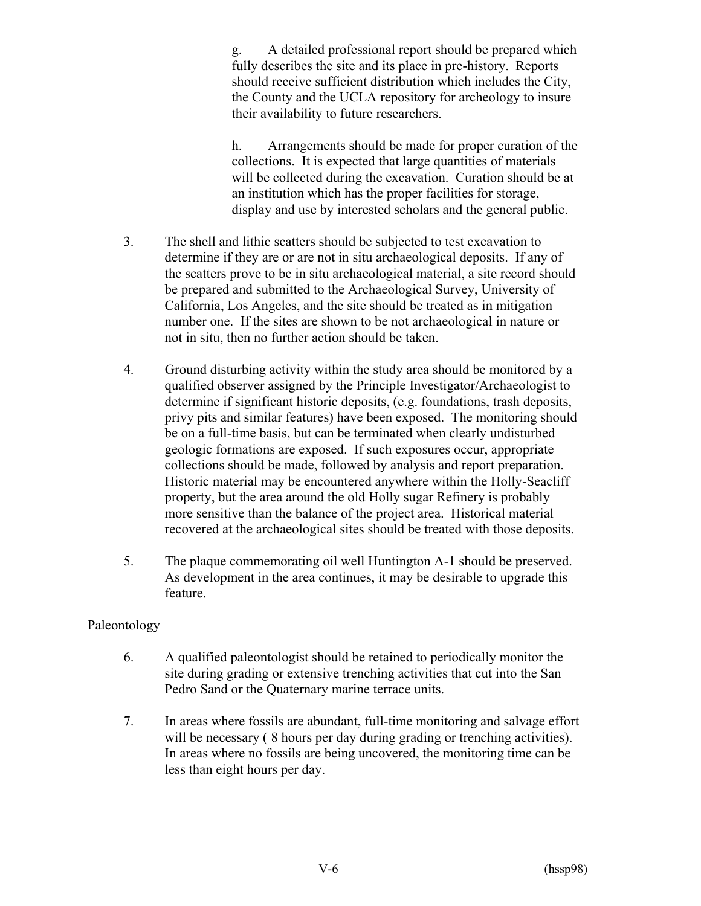g. A detailed professional report should be prepared which fully describes the site and its place in pre-history. Reports should receive sufficient distribution which includes the City, the County and the UCLA repository for archeology to insure their availability to future researchers.

h. Arrangements should be made for proper curation of the collections. It is expected that large quantities of materials will be collected during the excavation. Curation should be at an institution which has the proper facilities for storage, display and use by interested scholars and the general public.

3. The shell and lithic scatters should be subjected to test excavation to determine if they are or are not in situ archaeological deposits. If any of the scatters prove to be in situ archaeological material, a site record should be prepared and submitted to the Archaeological Survey, University of California, Los Angeles, and the site should be treated as in mitigation number one. If the sites are shown to be not archaeological in nature or not in situ, then no further action should be taken.

4. Ground disturbing activity within the study area should be monitored by a qualified observer assigned by the Principle Investigator/Archaeologist to determine if significant historic deposits, (e.g. foundations, trash deposits, privy pits and similar features) have been exposed. The monitoring should be on a full-time basis, but can be terminated when clearly undisturbed geologic formations are exposed. If such exposures occur, appropriate collections should be made, followed by analysis and report preparation. Historic material may be encountered anywhere within the Holly-Seacliff property, but the area around the old Holly sugar Refinery is probably more sensitive than the balance of the project area. Historical material recovered at the archaeological sites should be treated with those deposits.

5. The plaque commemorating oil well Huntington A-1 should be preserved. As development in the area continues, it may be desirable to upgrade this feature.

Paleontology

6. A qualified paleontologist should be retained to periodically monitor the site during grading or extensive trenching activities that cut into the San Pedro Sand or the Quaternary marine terrace units.

7. In areas where fossils are abundant, full-time monitoring and salvage effort will be necessary ( 8 hours per day during grading or trenching activities). In areas where no fossils are being uncovered, the monitoring time can be less than eight hours per day.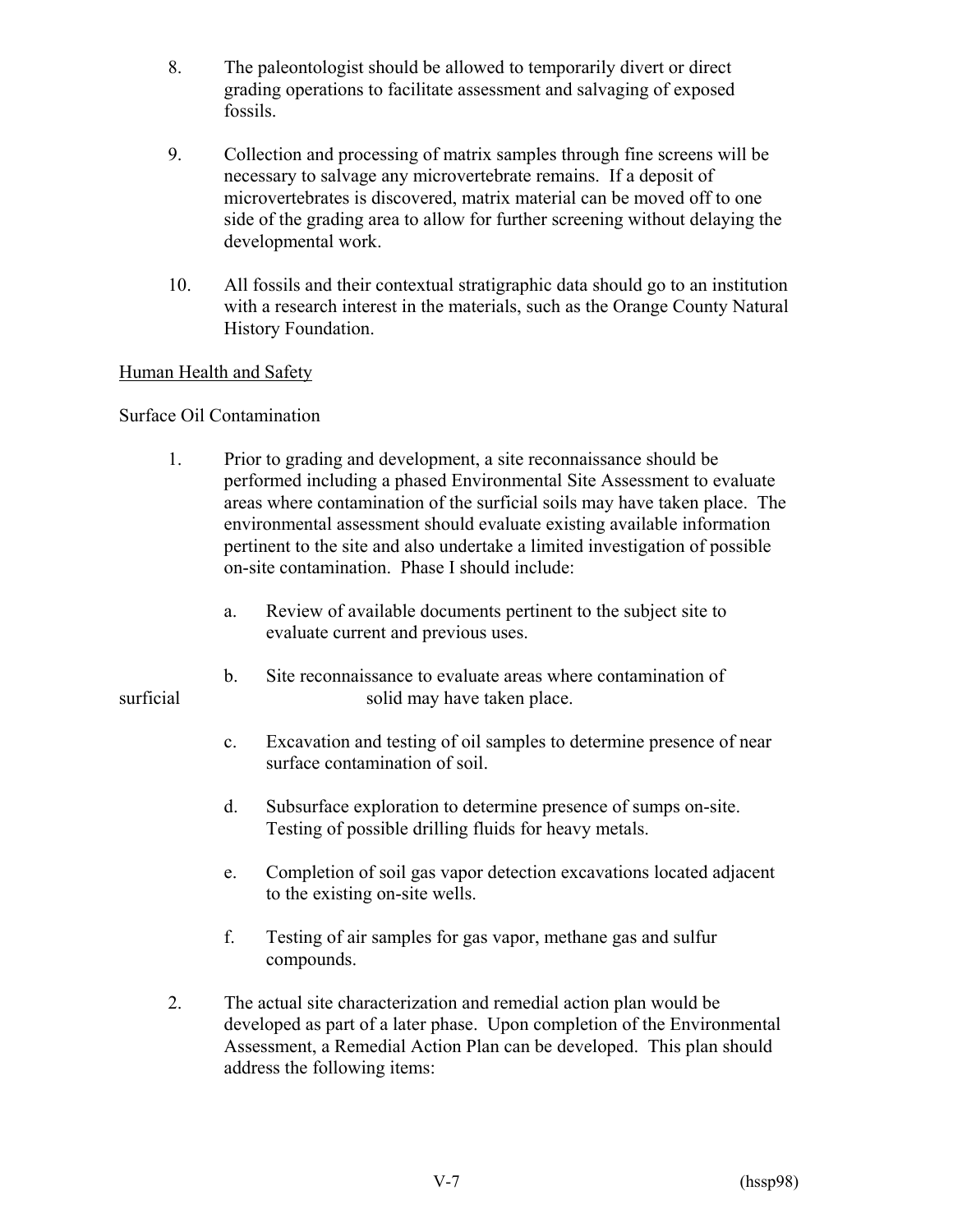8. The paleontologist should be allowed to temporarily divert or direct grading operations to facilitate assessment and salvaging of exposed fossils.

9. Collection and processing of matrix samples through fine screens will be necessary to salvage any microvertebrate remains. If a deposit of microvertebrates is discovered, matrix material can be moved off to one side of the grading area to allow for further screening without delaying the developmental work.

10. All fossils and their contextual stratigraphic data should go to an institution with a research interest in the materials, such as the Orange County Natural History Foundation.

<u>Human Health and Safety</u>

Surface Oil Contamination

1. Prior to grading and development, a site reconnaissance should be performed including a phased Environmental Site Assessment to evaluate areas where contamination of the surficial soils may have taken place. The environmental assessment should evaluate existing available information pertinent to the site and also undertake a limited investigation of possible on-site contamination. Phase I should include:

    a. Review of available documents pertinent to the subject site to evaluate current and previous uses.

    b. Site reconnaissance to evaluate areas where contamination of surficial solid may have taken place.

    c. Excavation and testing of oil samples to determine presence of near surface contamination of soil.

    d. Subsurface exploration to determine presence of sumps on-site. Testing of possible drilling fluids for heavy metals.

    e. Completion of soil gas vapor detection excavations located adjacent to the existing on-site wells.

    f. Testing of air samples for gas vapor, methane gas and sulfur compounds.

2. The actual site characterization and remedial action plan would be developed as part of a later phase. Upon completion of the Environmental Assessment, a Remedial Action Plan can be developed. This plan should address the following items: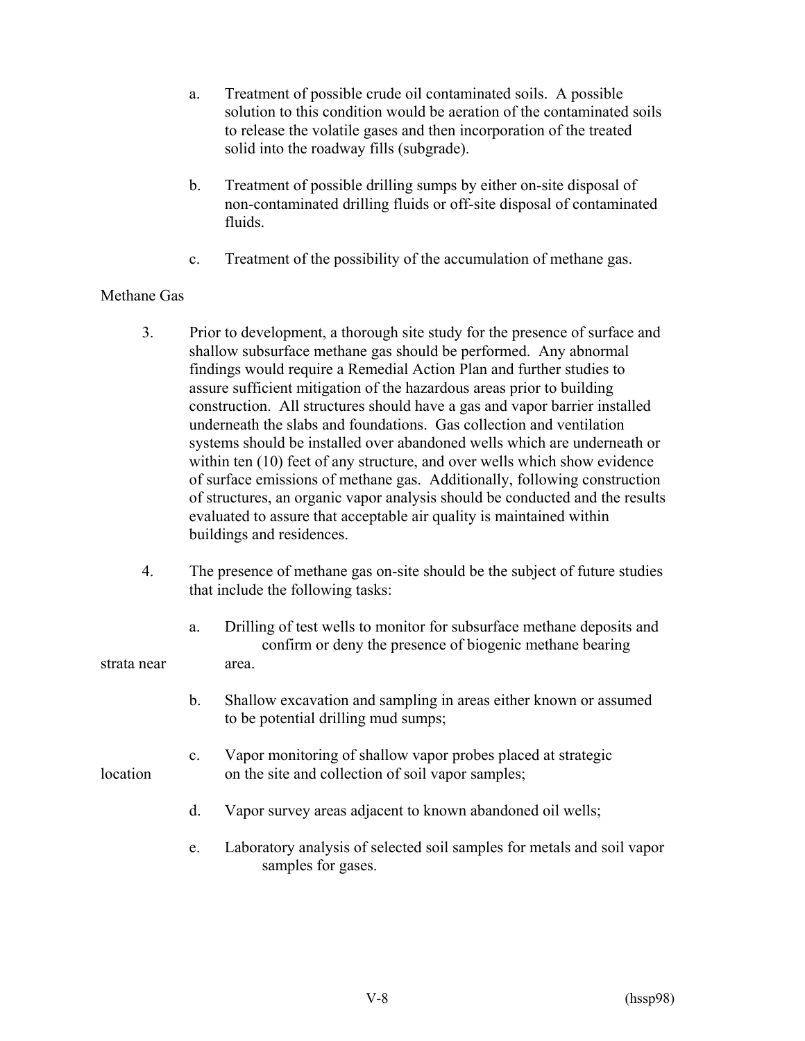a. Treatment of possible crude oil contaminated soils. A possible solution to this condition would be aeration of the contaminated soils to release the volatile gases and then incorporation of the treated solid into the roadway fills (subgrade).

b. Treatment of possible drilling sumps by either on-site disposal of non-contaminated drilling fluids or off-site disposal of contaminated fluids.

c. Treatment of the possibility of the accumulation of methane gas.

Methane Gas

3. Prior to development, a thorough site study for the presence of surface and shallow subsurface methane gas should be performed. Any abnormal findings would require a Remedial Action Plan and further studies to assure sufficient mitigation of the hazardous areas prior to building construction. All structures should have a gas and vapor barrier installed underneath the slabs and foundations. Gas collection and ventilation systems should be installed over abandoned wells which are underneath or within ten (10) feet of any structure, and over wells which show evidence of surface emissions of methane gas. Additionally, following construction of structures, an organic vapor analysis should be conducted and the results evaluated to assure that acceptable air quality is maintained within buildings and residences.

4. The presence of methane gas on-site should be the subject of future studies that include the following tasks:

   a. Drilling of test wells to monitor for subsurface methane deposits and confirm or deny the presence of biogenic methane bearing strata near area.

   b. Shallow excavation and sampling in areas either known or assumed to be potential drilling mud sumps;

   c. Vapor monitoring of shallow vapor probes placed at strategic location on the site and collection of soil vapor samples;

   d. Vapor survey areas adjacent to known abandoned oil wells;

   e. Laboratory analysis of selected soil samples for metals and soil vapor samples for gases.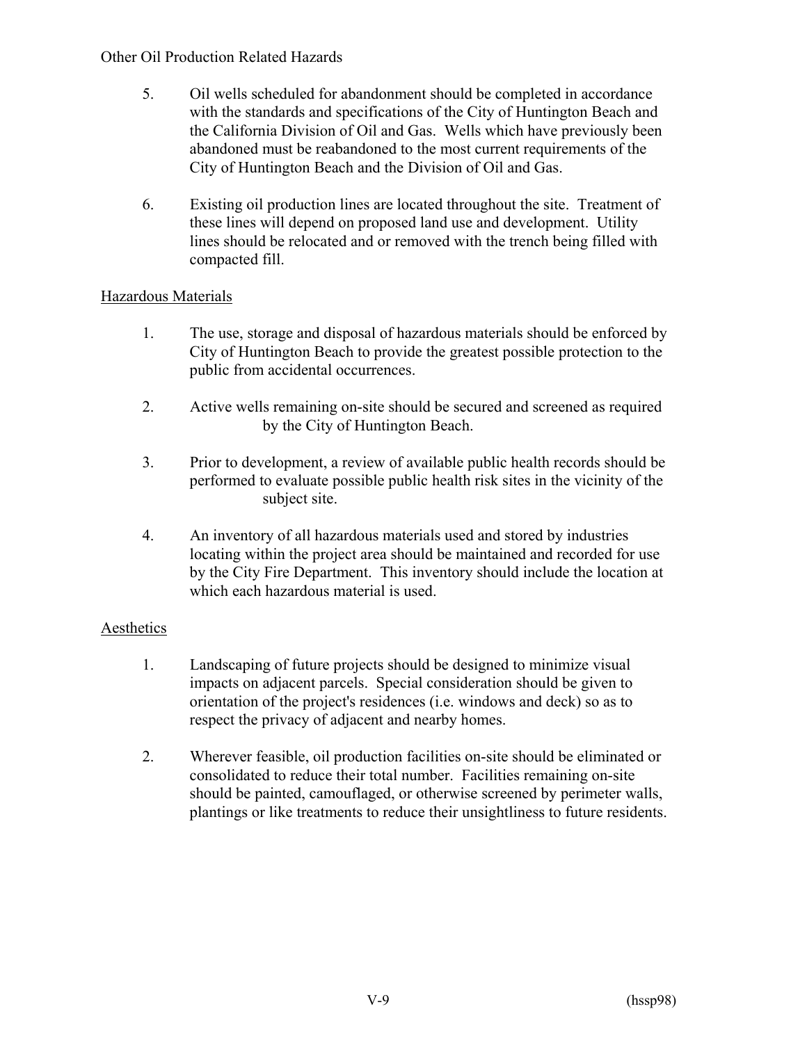Other Oil Production Related Hazards

5. Oil wells scheduled for abandonment should be completed in accordance with the standards and specifications of the City of Huntington Beach and the California Division of Oil and Gas. Wells which have previously been abandoned must be reabandoned to the most current requirements of the City of Huntington Beach and the Division of Oil and Gas.

6. Existing oil production lines are located throughout the site. Treatment of these lines will depend on proposed land use and development. Utility lines should be relocated and or removed with the trench being filled with compacted fill.

Hazardous Materials

1. The use, storage and disposal of hazardous materials should be enforced by City of Huntington Beach to provide the greatest possible protection to the public from accidental occurrences.

2. Active wells remaining on-site should be secured and screened as required by the City of Huntington Beach.

3. Prior to development, a review of available public health records should be performed to evaluate possible public health risk sites in the vicinity of the subject site.

4. An inventory of all hazardous materials used and stored by industries locating within the project area should be maintained and recorded for use by the City Fire Department. This inventory should include the location at which each hazardous material is used.

Aesthetics

1. Landscaping of future projects should be designed to minimize visual impacts on adjacent parcels. Special consideration should be given to orientation of the project's residences (i.e. windows and deck) so as to respect the privacy of adjacent and nearby homes.

2. Wherever feasible, oil production facilities on-site should be eliminated or consolidated to reduce their total number. Facilities remaining on-site should be painted, camouflaged, or otherwise screened by perimeter walls, plantings or like treatments to reduce their unsightliness to future residents.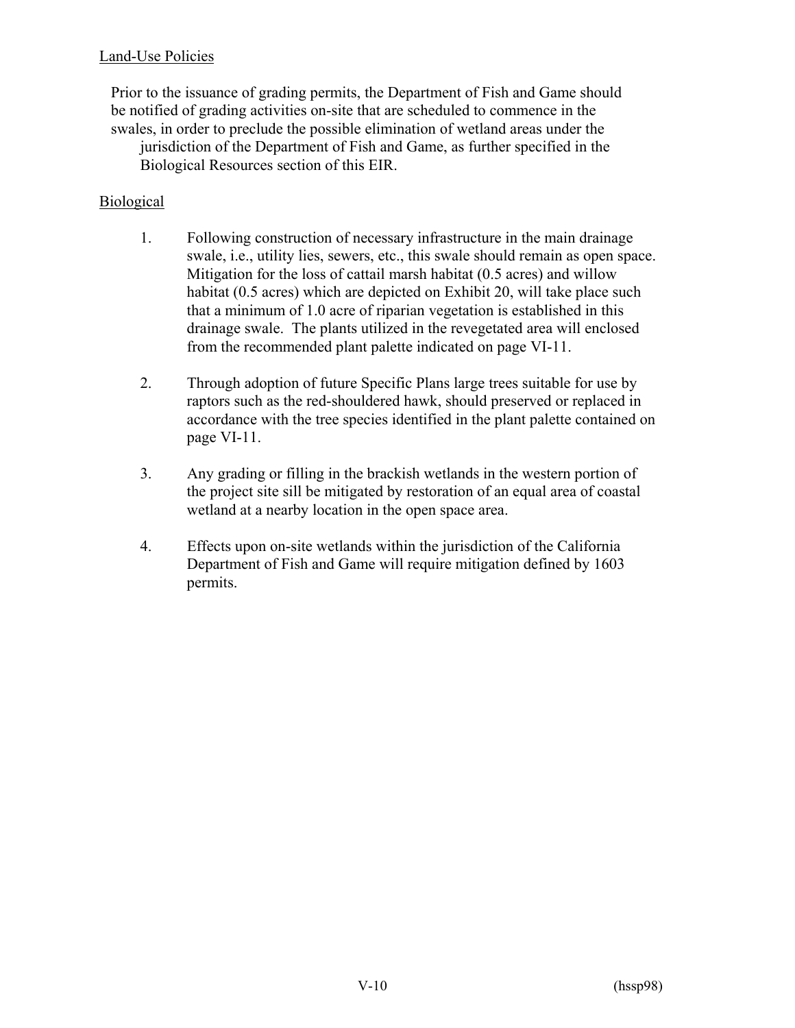Land-Use Policies

Prior to the issuance of grading permits, the Department of Fish and Game should be notified of grading activities on-site that are scheduled to commence in the swales, in order to preclude the possible elimination of wetland areas under the jurisdiction of the Department of Fish and Game, as further specified in the Biological Resources section of this EIR.

Biological

1. Following construction of necessary infrastructure in the main drainage swale, i.e., utility lies, sewers, etc., this swale should remain as open space. Mitigation for the loss of cattail marsh habitat (0.5 acres) and willow habitat (0.5 acres) which are depicted on Exhibit 20, will take place such that a minimum of 1.0 acre of riparian vegetation is established in this drainage swale. The plants utilized in the revegetated area will enclosed from the recommended plant palette indicated on page VI-11.

2. Through adoption of future Specific Plans large trees suitable for use by raptors such as the red-shouldered hawk, should preserved or replaced in accordance with the tree species identified in the plant palette contained on page VI-11.

3. Any grading or filling in the brackish wetlands in the western portion of the project site sill be mitigated by restoration of an equal area of coastal wetland at a nearby location in the open space area.

4. Effects upon on-site wetlands within the jurisdiction of the California Department of Fish and Game will require mitigation defined by 1603 permits.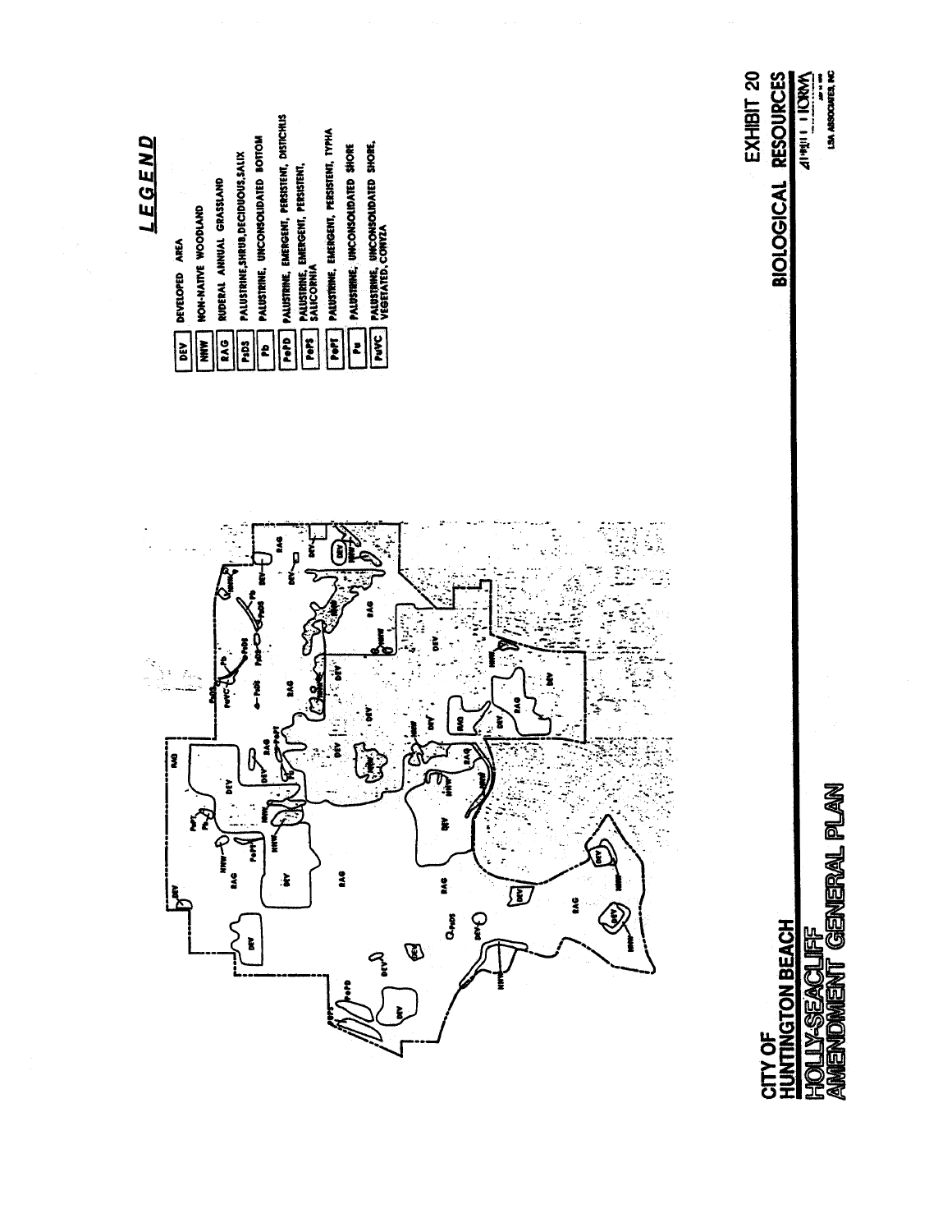## LEGEND

| Code | Description |
| --- | --- |
| DEV | DEVELOPED AREA |
| NNW | NON-NATIVE WOODLAND |
| RAG | RUDERAL ANNUAL GRASSLAND |
| PsDS | PALUSTRINE, SHRUB, DECIDUOUS, SALIX |
| Pb | PALUSTRINE, UNCONSOLIDATED BOTTOM |
| PePD | PALUSTRINE, EMERGENT, PERSISTENT, DISTICHLIS |
| PePS | PALUSTRINE, EMERGENT, PERSISTENT, SALICORNIA |
| PePT | PALUSTRINE, EMERGENT, PERSISTENT, TYPHA |
| Pu | PALUSTRINE, UNCONSOLIDATED SHORE |
| PuVC | PALUSTRINE, UNCONSOLIDATED SHORE, VEGETATED, CONYZA |

EXHIBIT 20

BIOLOGICAL RESOURCES

LSA ASSOCIATES, INC

CITY OF HUNTINGTON BEACH

HOLLY-SEACLIFF AMENDMENT GENERAL PLAN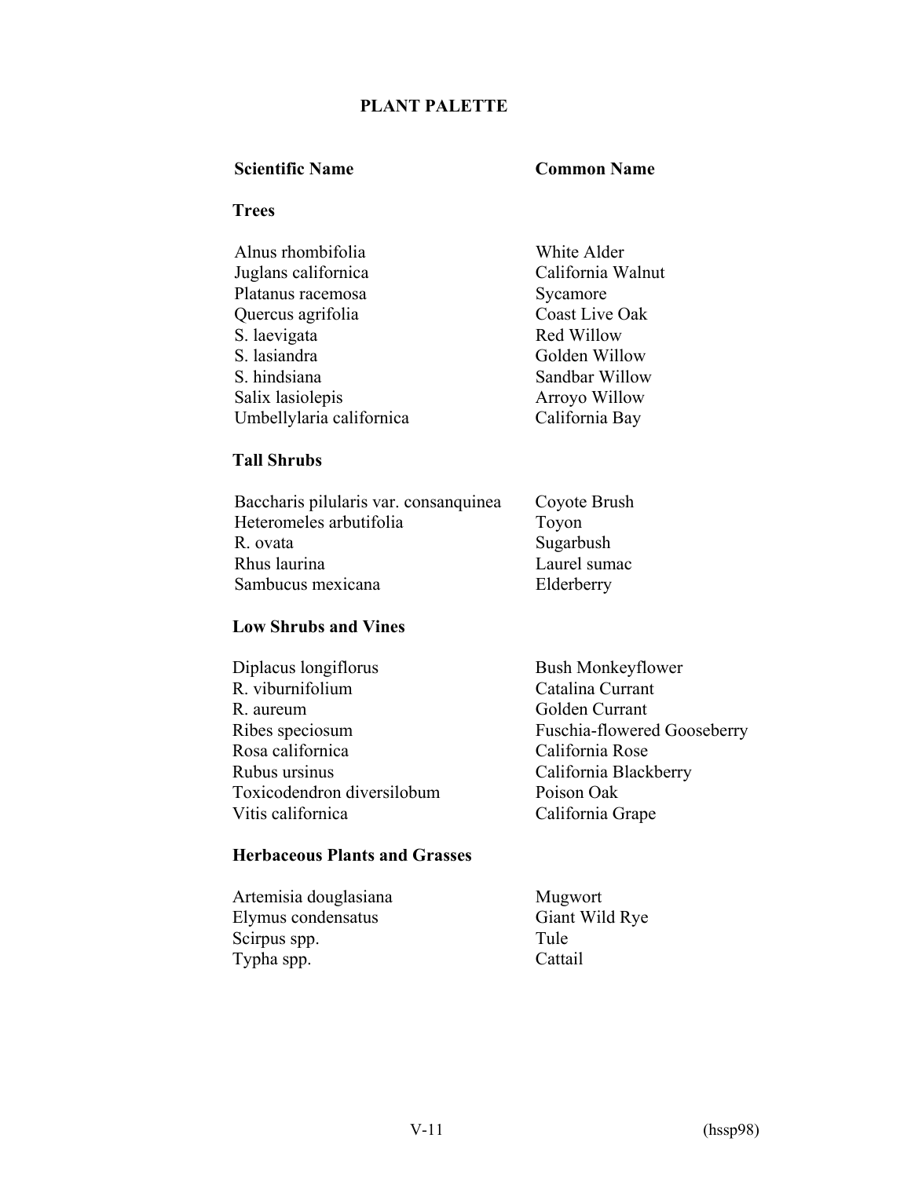# PLANT PALETTE

| Scientific Name | Common Name |
| --- | --- |
| **Trees** | |
| Alnus rhombifolia | White Alder |
| Juglans californica | California Walnut |
| Platanus racemosa | Sycamore |
| Quercus agrifolia | Coast Live Oak |
| S. laevigata | Red Willow |
| S. lasiandra | Golden Willow |
| S. hindsiana | Sandbar Willow |
| Salix lasiolepis | Arroyo Willow |
| Umbellylaria californica | California Bay |
| **Tall Shrubs** | |
| Baccharis pilularis var. consanquinea | Coyote Brush |
| Heteromeles arbutifolia | Toyon |
| R. ovata | Sugarbush |
| Rhus laurina | Laurel sumac |
| Sambucus mexicana | Elderberry |
| **Low Shrubs and Vines** | |
| Diplacus longiflorus | Bush Monkeyflower |
| R. viburnifolium | Catalina Currant |
| R. aureum | Golden Currant |
| Ribes speciosum | Fuschia-flowered Gooseberry |
| Rosa californica | California Rose |
| Rubus ursinus | California Blackberry |
| Toxicodendron diversilobum | Poison Oak |
| Vitis californica | California Grape |
| **Herbaceous Plants and Grasses** | |
| Artemisia douglasiana | Mugwort |
| Elymus condensatus | Giant Wild Rye |
| Scirpus spp. | Tule |
| Typha spp. | Cattail |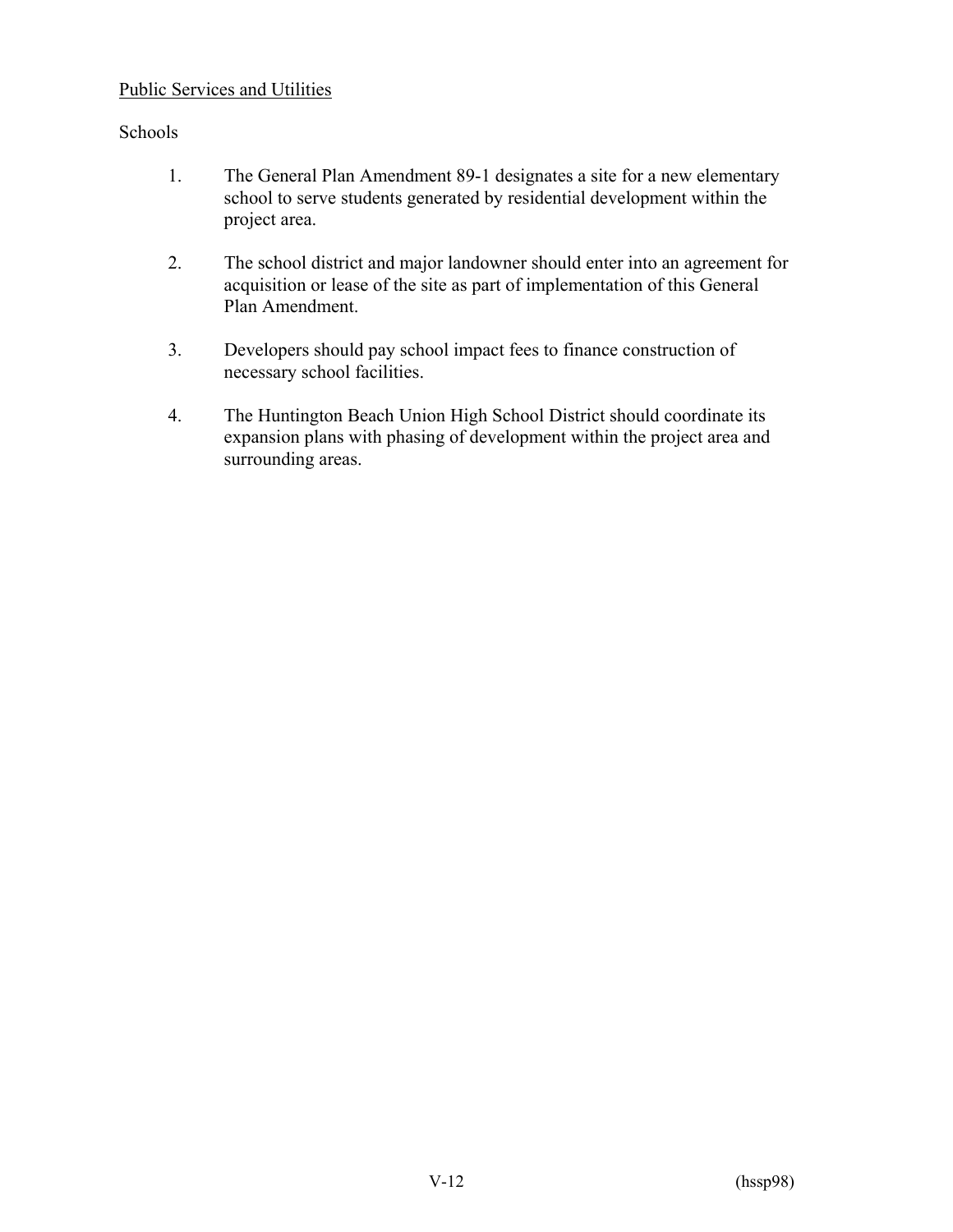<u>Public Services and Utilities</u>

Schools

1. The General Plan Amendment 89-1 designates a site for a new elementary school to serve students generated by residential development within the project area.

2. The school district and major landowner should enter into an agreement for acquisition or lease of the site as part of implementation of this General Plan Amendment.

3. Developers should pay school impact fees to finance construction of necessary school facilities.

4. The Huntington Beach Union High School District should coordinate its expansion plans with phasing of development within the project area and surrounding areas.